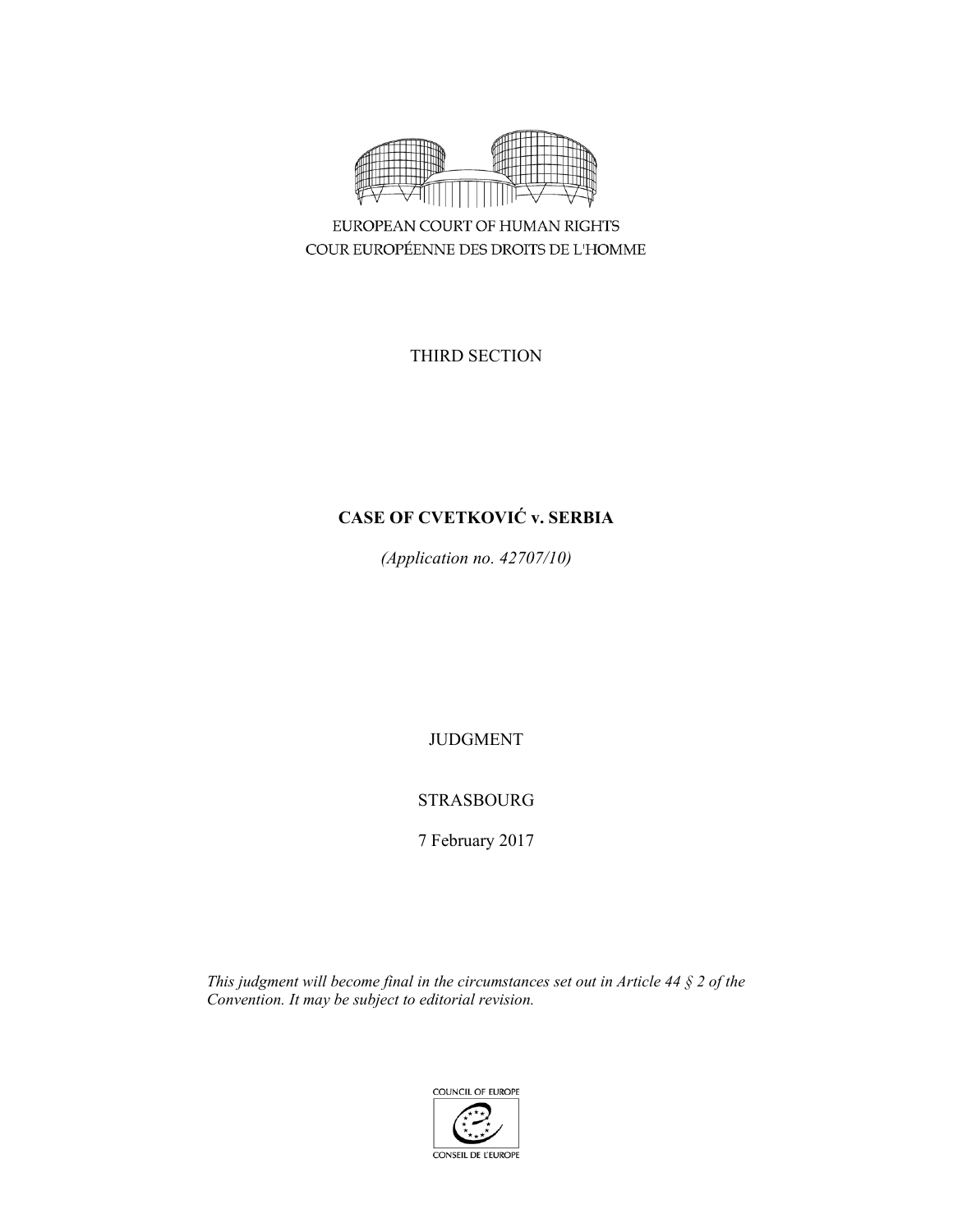EUROPEAN COURT OF HUMAN RIGHTS

COUR EUROPÉENNE DES DROITS DE L'HOMME

THIRD SECTION

# CASE OF CVETKOVIĆ v. SERBIA

*(Application no. 42707/10)*

JUDGMENT

STRASBOURG

7 February 2017

*This judgment will become final in the circumstances set out in Article 44 § 2 of the Convention. It may be subject to editorial revision.*

COUNCIL OF EUROPE

CONSEIL DE L'EUROPE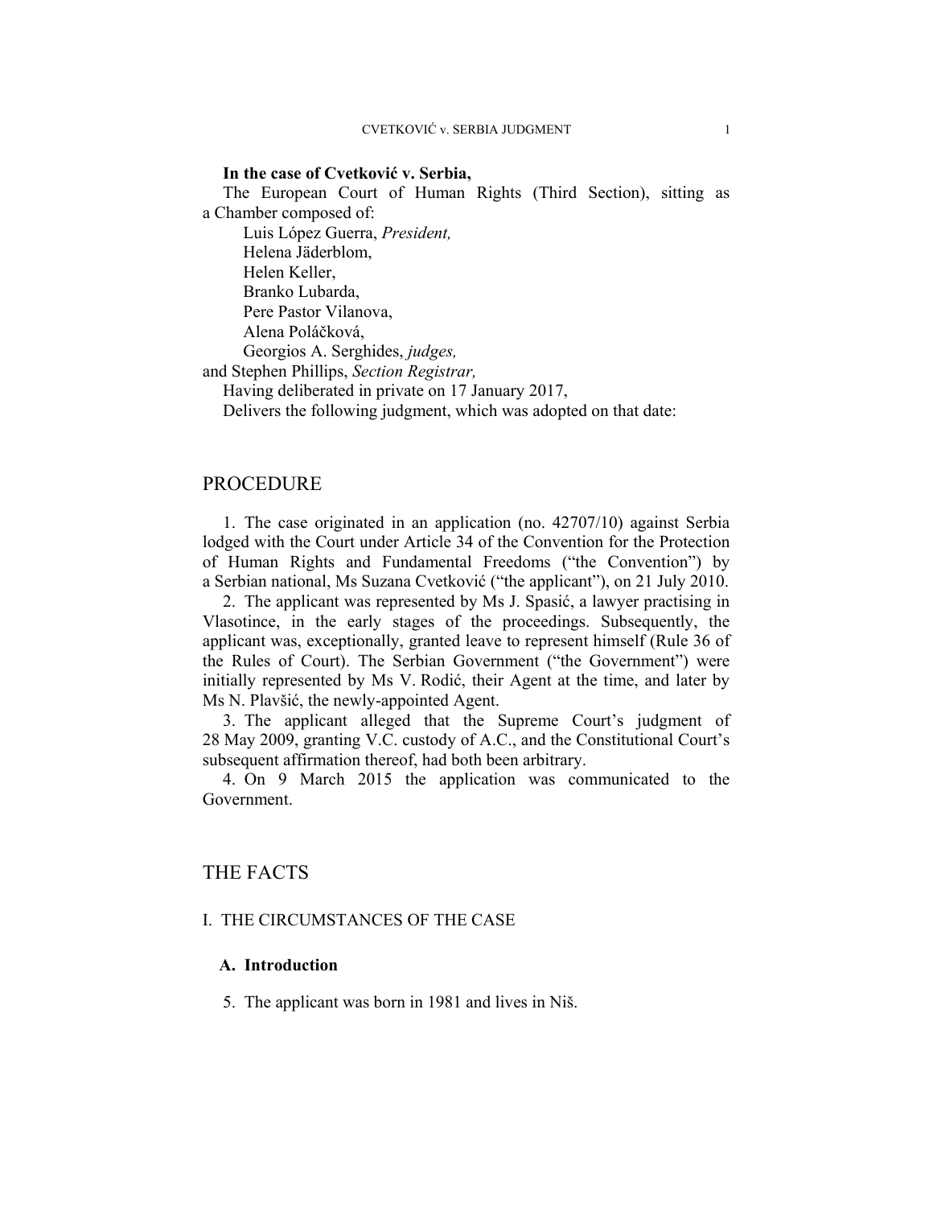**In the case of Cvetković v. Serbia,**

The European Court of Human Rights (Third Section), sitting as a Chamber composed of:

Luis López Guerra, *President,*
Helena Jäderblom,
Helen Keller,
Branko Lubarda,
Pere Pastor Vilanova,
Alena Poláčková,
Georgios A. Serghides, *judges,*
and Stephen Phillips, *Section Registrar,*

Having deliberated in private on 17 January 2017,

Delivers the following judgment, which was adopted on that date:

# PROCEDURE

1. The case originated in an application (no. 42707/10) against Serbia lodged with the Court under Article 34 of the Convention for the Protection of Human Rights and Fundamental Freedoms ("the Convention") by a Serbian national, Ms Suzana Cvetković ("the applicant"), on 21 July 2010.

2. The applicant was represented by Ms J. Spasić, a lawyer practising in Vlasotince, in the early stages of the proceedings. Subsequently, the applicant was, exceptionally, granted leave to represent himself (Rule 36 of the Rules of Court). The Serbian Government ("the Government") were initially represented by Ms V. Rodić, their Agent at the time, and later by Ms N. Plavšić, the newly-appointed Agent.

3. The applicant alleged that the Supreme Court's judgment of 28 May 2009, granting V.C. custody of A.C., and the Constitutional Court's subsequent affirmation thereof, had both been arbitrary.

4. On 9 March 2015 the application was communicated to the Government.

# THE FACTS

## I. THE CIRCUMSTANCES OF THE CASE

### A. Introduction

5. The applicant was born in 1981 and lives in Niš.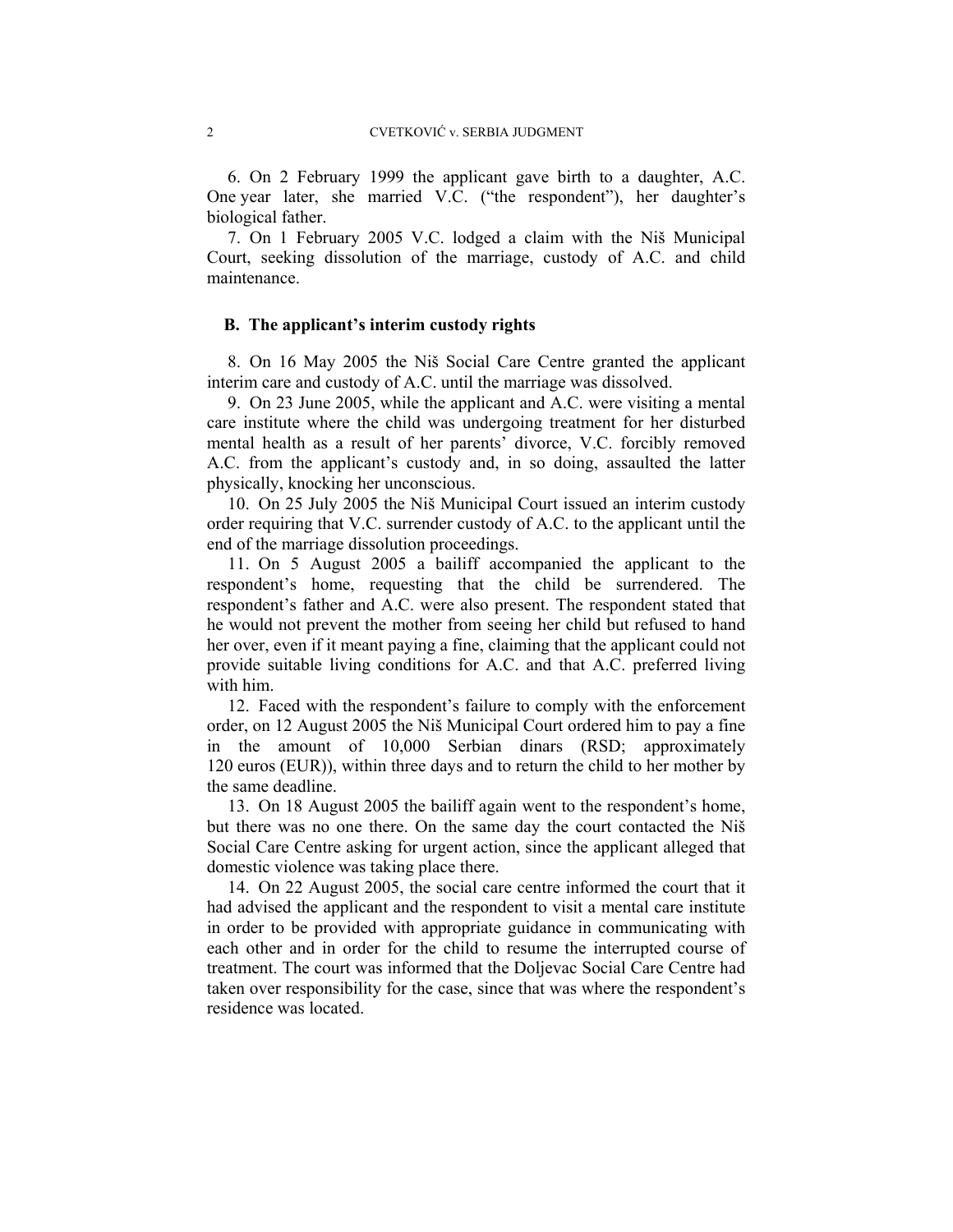6. On 2 February 1999 the applicant gave birth to a daughter, A.C. One year later, she married V.C. ("the respondent"), her daughter's biological father.

7. On 1 February 2005 V.C. lodged a claim with the Niš Municipal Court, seeking dissolution of the marriage, custody of A.C. and child maintenance.

### B. The applicant's interim custody rights

8. On 16 May 2005 the Niš Social Care Centre granted the applicant interim care and custody of A.C. until the marriage was dissolved.

9. On 23 June 2005, while the applicant and A.C. were visiting a mental care institute where the child was undergoing treatment for her disturbed mental health as a result of her parents' divorce, V.C. forcibly removed A.C. from the applicant's custody and, in so doing, assaulted the latter physically, knocking her unconscious.

10. On 25 July 2005 the Niš Municipal Court issued an interim custody order requiring that V.C. surrender custody of A.C. to the applicant until the end of the marriage dissolution proceedings.

11. On 5 August 2005 a bailiff accompanied the applicant to the respondent's home, requesting that the child be surrendered. The respondent's father and A.C. were also present. The respondent stated that he would not prevent the mother from seeing her child but refused to hand her over, even if it meant paying a fine, claiming that the applicant could not provide suitable living conditions for A.C. and that A.C. preferred living with him.

12. Faced with the respondent's failure to comply with the enforcement order, on 12 August 2005 the Niš Municipal Court ordered him to pay a fine in the amount of 10,000 Serbian dinars (RSD; approximately 120 euros (EUR)), within three days and to return the child to her mother by the same deadline.

13. On 18 August 2005 the bailiff again went to the respondent's home, but there was no one there. On the same day the court contacted the Niš Social Care Centre asking for urgent action, since the applicant alleged that domestic violence was taking place there.

14. On 22 August 2005, the social care centre informed the court that it had advised the applicant and the respondent to visit a mental care institute in order to be provided with appropriate guidance in communicating with each other and in order for the child to resume the interrupted course of treatment. The court was informed that the Doljevac Social Care Centre had taken over responsibility for the case, since that was where the respondent's residence was located.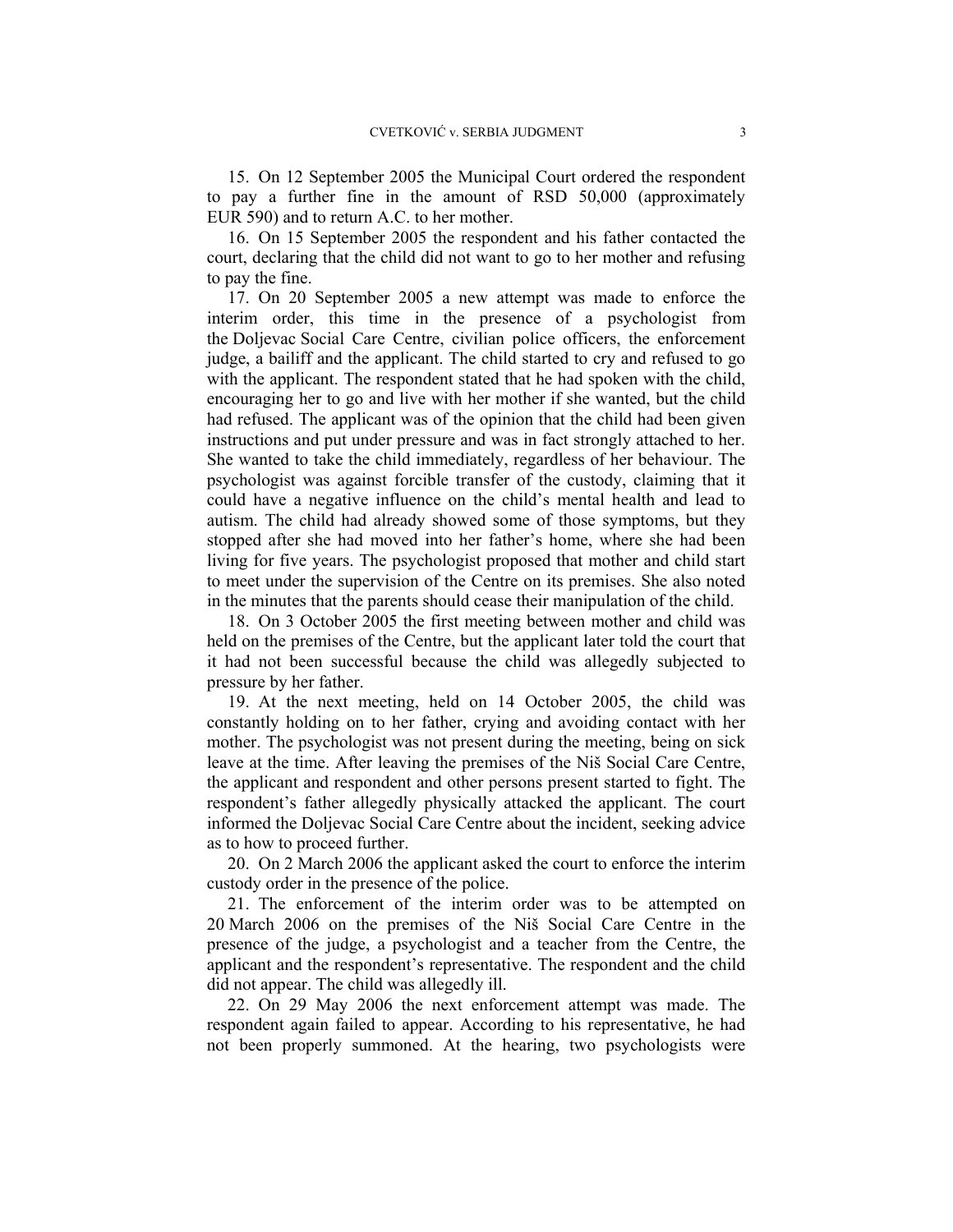15. On 12 September 2005 the Municipal Court ordered the respondent to pay a further fine in the amount of RSD 50,000 (approximately EUR 590) and to return A.C. to her mother.

16. On 15 September 2005 the respondent and his father contacted the court, declaring that the child did not want to go to her mother and refusing to pay the fine.

17. On 20 September 2005 a new attempt was made to enforce the interim order, this time in the presence of a psychologist from the Doljevac Social Care Centre, civilian police officers, the enforcement judge, a bailiff and the applicant. The child started to cry and refused to go with the applicant. The respondent stated that he had spoken with the child, encouraging her to go and live with her mother if she wanted, but the child had refused. The applicant was of the opinion that the child had been given instructions and put under pressure and was in fact strongly attached to her. She wanted to take the child immediately, regardless of her behaviour. The psychologist was against forcible transfer of the custody, claiming that it could have a negative influence on the child's mental health and lead to autism. The child had already showed some of those symptoms, but they stopped after she had moved into her father's home, where she had been living for five years. The psychologist proposed that mother and child start to meet under the supervision of the Centre on its premises. She also noted in the minutes that the parents should cease their manipulation of the child.

18. On 3 October 2005 the first meeting between mother and child was held on the premises of the Centre, but the applicant later told the court that it had not been successful because the child was allegedly subjected to pressure by her father.

19. At the next meeting, held on 14 October 2005, the child was constantly holding on to her father, crying and avoiding contact with her mother. The psychologist was not present during the meeting, being on sick leave at the time. After leaving the premises of the Niš Social Care Centre, the applicant and respondent and other persons present started to fight. The respondent's father allegedly physically attacked the applicant. The court informed the Doljevac Social Care Centre about the incident, seeking advice as to how to proceed further.

20. On 2 March 2006 the applicant asked the court to enforce the interim custody order in the presence of the police.

21. The enforcement of the interim order was to be attempted on 20 March 2006 on the premises of the Niš Social Care Centre in the presence of the judge, a psychologist and a teacher from the Centre, the applicant and the respondent's representative. The respondent and the child did not appear. The child was allegedly ill.

22. On 29 May 2006 the next enforcement attempt was made. The respondent again failed to appear. According to his representative, he had not been properly summoned. At the hearing, two psychologists were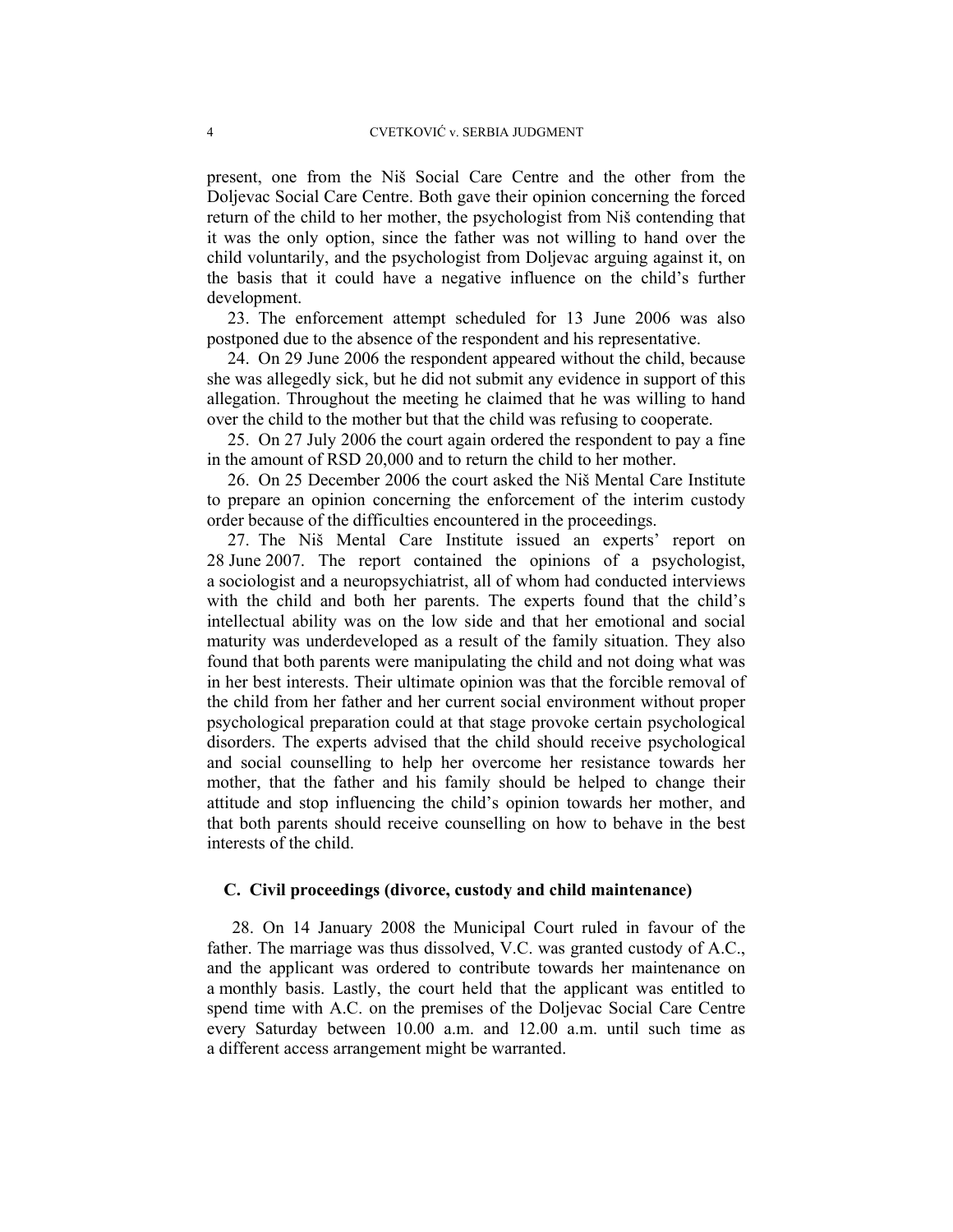present, one from the Niš Social Care Centre and the other from the Doljevac Social Care Centre. Both gave their opinion concerning the forced return of the child to her mother, the psychologist from Niš contending that it was the only option, since the father was not willing to hand over the child voluntarily, and the psychologist from Doljevac arguing against it, on the basis that it could have a negative influence on the child's further development.

23. The enforcement attempt scheduled for 13 June 2006 was also postponed due to the absence of the respondent and his representative.

24. On 29 June 2006 the respondent appeared without the child, because she was allegedly sick, but he did not submit any evidence in support of this allegation. Throughout the meeting he claimed that he was willing to hand over the child to the mother but that the child was refusing to cooperate.

25. On 27 July 2006 the court again ordered the respondent to pay a fine in the amount of RSD 20,000 and to return the child to her mother.

26. On 25 December 2006 the court asked the Niš Mental Care Institute to prepare an opinion concerning the enforcement of the interim custody order because of the difficulties encountered in the proceedings.

27. The Niš Mental Care Institute issued an experts' report on 28 June 2007. The report contained the opinions of a psychologist, a sociologist and a neuropsychiatrist, all of whom had conducted interviews with the child and both her parents. The experts found that the child's intellectual ability was on the low side and that her emotional and social maturity was underdeveloped as a result of the family situation. They also found that both parents were manipulating the child and not doing what was in her best interests. Their ultimate opinion was that the forcible removal of the child from her father and her current social environment without proper psychological preparation could at that stage provoke certain psychological disorders. The experts advised that the child should receive psychological and social counselling to help her overcome her resistance towards her mother, that the father and his family should be helped to change their attitude and stop influencing the child's opinion towards her mother, and that both parents should receive counselling on how to behave in the best interests of the child.

### C. Civil proceedings (divorce, custody and child maintenance)

28. On 14 January 2008 the Municipal Court ruled in favour of the father. The marriage was thus dissolved, V.C. was granted custody of A.C., and the applicant was ordered to contribute towards her maintenance on a monthly basis. Lastly, the court held that the applicant was entitled to spend time with A.C. on the premises of the Doljevac Social Care Centre every Saturday between 10.00 a.m. and 12.00 a.m. until such time as a different access arrangement might be warranted.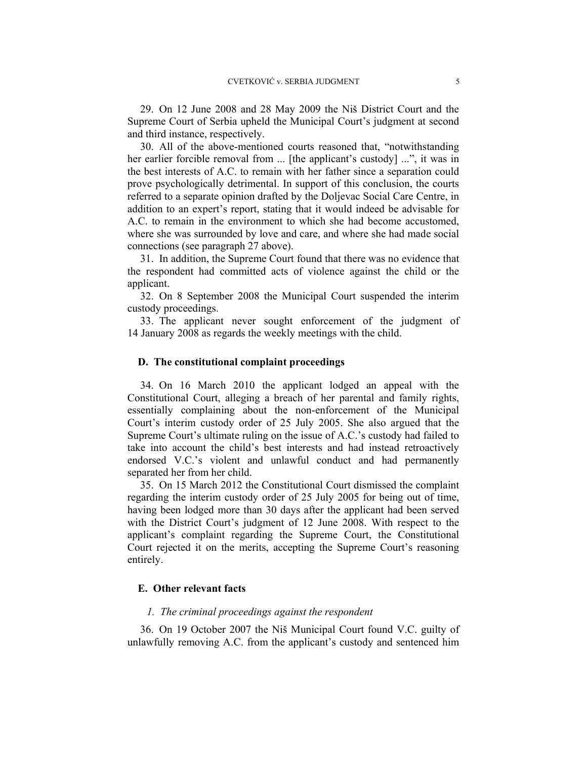29. On 12 June 2008 and 28 May 2009 the Niš District Court and the Supreme Court of Serbia upheld the Municipal Court's judgment at second and third instance, respectively.

30. All of the above-mentioned courts reasoned that, "notwithstanding her earlier forcible removal from ... [the applicant's custody] ...", it was in the best interests of A.C. to remain with her father since a separation could prove psychologically detrimental. In support of this conclusion, the courts referred to a separate opinion drafted by the Doljevac Social Care Centre, in addition to an expert's report, stating that it would indeed be advisable for A.C. to remain in the environment to which she had become accustomed, where she was surrounded by love and care, and where she had made social connections (see paragraph 27 above).

31. In addition, the Supreme Court found that there was no evidence that the respondent had committed acts of violence against the child or the applicant.

32. On 8 September 2008 the Municipal Court suspended the interim custody proceedings.

33. The applicant never sought enforcement of the judgment of 14 January 2008 as regards the weekly meetings with the child.

### D. The constitutional complaint proceedings

34. On 16 March 2010 the applicant lodged an appeal with the Constitutional Court, alleging a breach of her parental and family rights, essentially complaining about the non-enforcement of the Municipal Court's interim custody order of 25 July 2005. She also argued that the Supreme Court's ultimate ruling on the issue of A.C.'s custody had failed to take into account the child's best interests and had instead retroactively endorsed V.C.'s violent and unlawful conduct and had permanently separated her from her child.

35. On 15 March 2012 the Constitutional Court dismissed the complaint regarding the interim custody order of 25 July 2005 for being out of time, having been lodged more than 30 days after the applicant had been served with the District Court's judgment of 12 June 2008. With respect to the applicant's complaint regarding the Supreme Court, the Constitutional Court rejected it on the merits, accepting the Supreme Court's reasoning entirely.

### E. Other relevant facts

#### *1. The criminal proceedings against the respondent*

36. On 19 October 2007 the Niš Municipal Court found V.C. guilty of unlawfully removing A.C. from the applicant's custody and sentenced him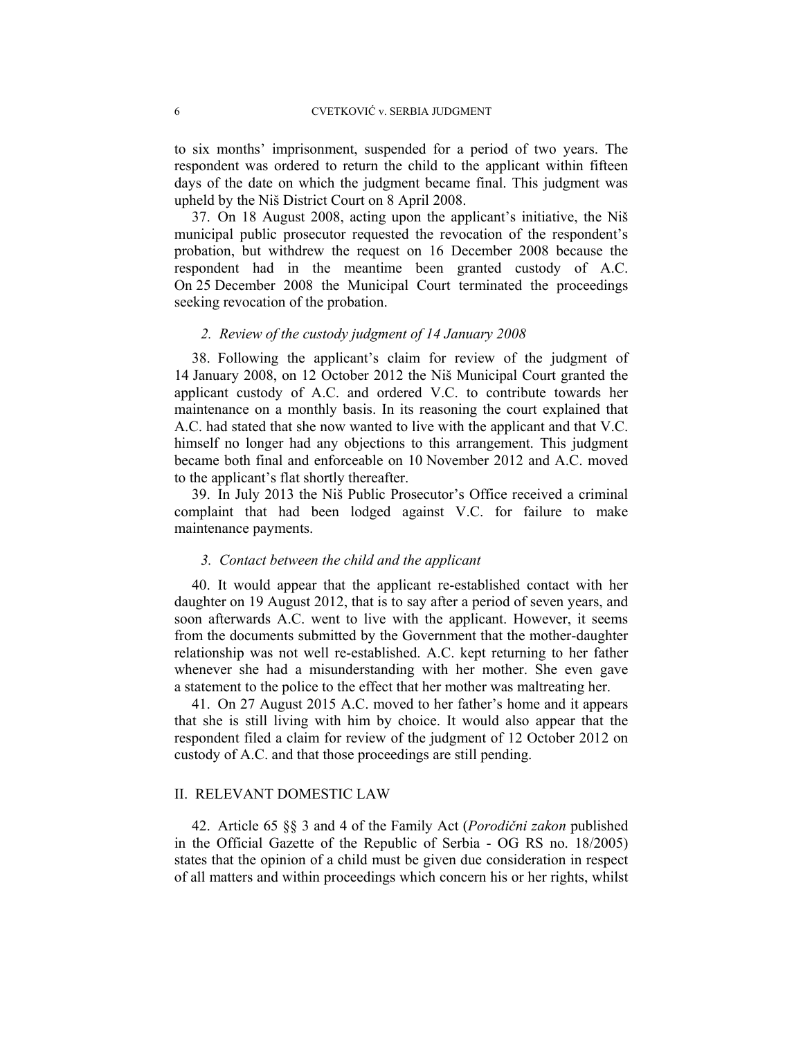to six months' imprisonment, suspended for a period of two years. The respondent was ordered to return the child to the applicant within fifteen days of the date on which the judgment became final. This judgment was upheld by the Niš District Court on 8 April 2008.

37. On 18 August 2008, acting upon the applicant's initiative, the Niš municipal public prosecutor requested the revocation of the respondent's probation, but withdrew the request on 16 December 2008 because the respondent had in the meantime been granted custody of A.C. On 25 December 2008 the Municipal Court terminated the proceedings seeking revocation of the probation.

### *2. Review of the custody judgment of 14 January 2008*

38. Following the applicant's claim for review of the judgment of 14 January 2008, on 12 October 2012 the Niš Municipal Court granted the applicant custody of A.C. and ordered V.C. to contribute towards her maintenance on a monthly basis. In its reasoning the court explained that A.C. had stated that she now wanted to live with the applicant and that V.C. himself no longer had any objections to this arrangement. This judgment became both final and enforceable on 10 November 2012 and A.C. moved to the applicant's flat shortly thereafter.

39. In July 2013 the Niš Public Prosecutor's Office received a criminal complaint that had been lodged against V.C. for failure to make maintenance payments.

### *3. Contact between the child and the applicant*

40. It would appear that the applicant re-established contact with her daughter on 19 August 2012, that is to say after a period of seven years, and soon afterwards A.C. went to live with the applicant. However, it seems from the documents submitted by the Government that the mother-daughter relationship was not well re-established. A.C. kept returning to her father whenever she had a misunderstanding with her mother. She even gave a statement to the police to the effect that her mother was maltreating her.

41. On 27 August 2015 A.C. moved to her father's home and it appears that she is still living with him by choice. It would also appear that the respondent filed a claim for review of the judgment of 12 October 2012 on custody of A.C. and that those proceedings are still pending.

## II. RELEVANT DOMESTIC LAW

42. Article 65 §§ 3 and 4 of the Family Act (*Porodični zakon* published in the Official Gazette of the Republic of Serbia - OG RS no. 18/2005) states that the opinion of a child must be given due consideration in respect of all matters and within proceedings which concern his or her rights, whilst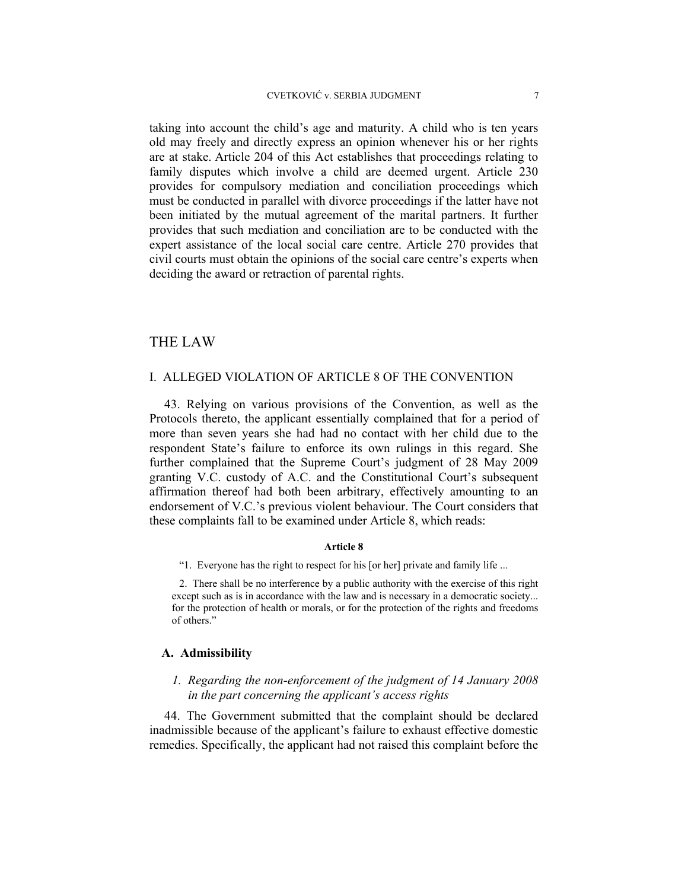taking into account the child's age and maturity. A child who is ten years old may freely and directly express an opinion whenever his or her rights are at stake. Article 204 of this Act establishes that proceedings relating to family disputes which involve a child are deemed urgent. Article 230 provides for compulsory mediation and conciliation proceedings which must be conducted in parallel with divorce proceedings if the latter have not been initiated by the mutual agreement of the marital partners. It further provides that such mediation and conciliation are to be conducted with the expert assistance of the local social care centre. Article 270 provides that civil courts must obtain the opinions of the social care centre's experts when deciding the award or retraction of parental rights.

# THE LAW

## I. ALLEGED VIOLATION OF ARTICLE 8 OF THE CONVENTION

43. Relying on various provisions of the Convention, as well as the Protocols thereto, the applicant essentially complained that for a period of more than seven years she had had no contact with her child due to the respondent State's failure to enforce its own rulings in this regard. She further complained that the Supreme Court's judgment of 28 May 2009 granting V.C. custody of A.C. and the Constitutional Court's subsequent affirmation thereof had both been arbitrary, effectively amounting to an endorsement of V.C.'s previous violent behaviour. The Court considers that these complaints fall to be examined under Article 8, which reads:

**Article 8**

> "1. Everyone has the right to respect for his [or her] private and family life ...
>
> 2. There shall be no interference by a public authority with the exercise of this right except such as is in accordance with the law and is necessary in a democratic society... for the protection of health or morals, or for the protection of the rights and freedoms of others."

### A. Admissibility

#### *1. Regarding the non-enforcement of the judgment of 14 January 2008 in the part concerning the applicant's access rights*

44. The Government submitted that the complaint should be declared inadmissible because of the applicant's failure to exhaust effective domestic remedies. Specifically, the applicant had not raised this complaint before the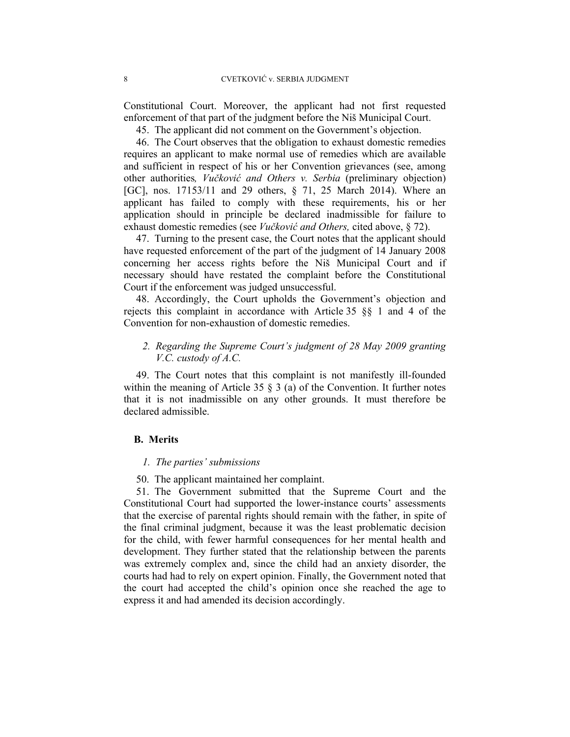Constitutional Court. Moreover, the applicant had not first requested enforcement of that part of the judgment before the Niš Municipal Court.

45. The applicant did not comment on the Government's objection.

46. The Court observes that the obligation to exhaust domestic remedies requires an applicant to make normal use of remedies which are available and sufficient in respect of his or her Convention grievances (see, among other authorities*, Vučković and Others v. Serbia* (preliminary objection) [GC], nos. 17153/11 and 29 others, § 71, 25 March 2014). Where an applicant has failed to comply with these requirements, his or her application should in principle be declared inadmissible for failure to exhaust domestic remedies (see *Vučković and Others,* cited above, § 72).

47. Turning to the present case, the Court notes that the applicant should have requested enforcement of the part of the judgment of 14 January 2008 concerning her access rights before the Niš Municipal Court and if necessary should have restated the complaint before the Constitutional Court if the enforcement was judged unsuccessful.

48. Accordingly, the Court upholds the Government's objection and rejects this complaint in accordance with Article 35 §§ 1 and 4 of the Convention for non-exhaustion of domestic remedies.

*2. Regarding the Supreme Court's judgment of 28 May 2009 granting V.C. custody of A.C.*

49. The Court notes that this complaint is not manifestly ill-founded within the meaning of Article 35 § 3 (a) of the Convention. It further notes that it is not inadmissible on any other grounds. It must therefore be declared admissible.

## B. Merits

*1. The parties' submissions*

50. The applicant maintained her complaint.

51. The Government submitted that the Supreme Court and the Constitutional Court had supported the lower-instance courts' assessments that the exercise of parental rights should remain with the father, in spite of the final criminal judgment, because it was the least problematic decision for the child, with fewer harmful consequences for her mental health and development. They further stated that the relationship between the parents was extremely complex and, since the child had an anxiety disorder, the courts had had to rely on expert opinion. Finally, the Government noted that the court had accepted the child's opinion once she reached the age to express it and had amended its decision accordingly.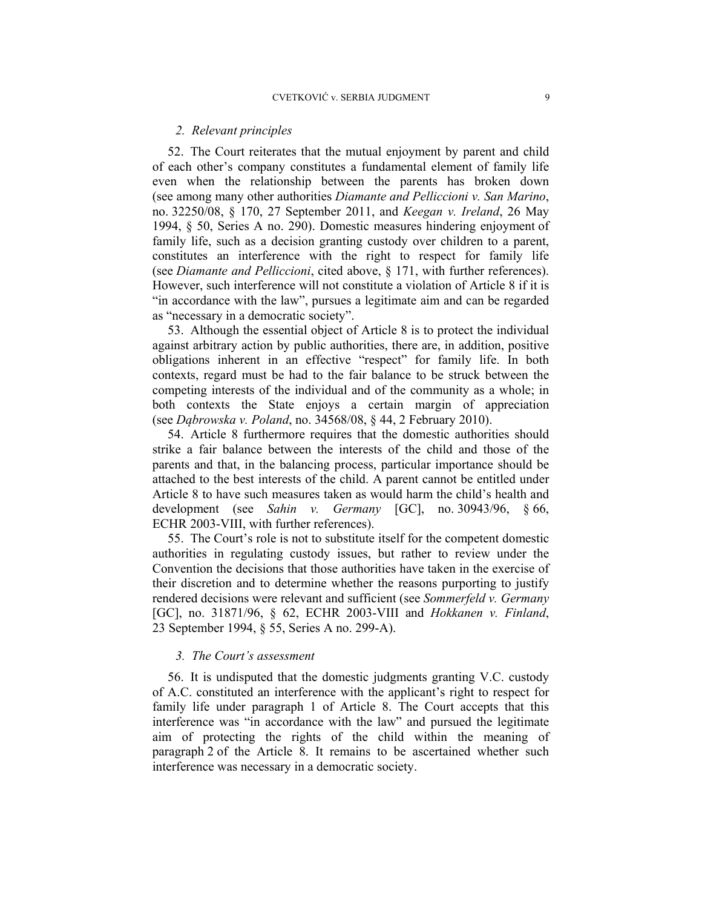### *2. Relevant principles*

52. The Court reiterates that the mutual enjoyment by parent and child of each other's company constitutes a fundamental element of family life even when the relationship between the parents has broken down (see among many other authorities *Diamante and Pelliccioni v. San Marino*, no. 32250/08, § 170, 27 September 2011, and *Keegan v. Ireland*, 26 May 1994, § 50, Series A no. 290). Domestic measures hindering enjoyment of family life, such as a decision granting custody over children to a parent, constitutes an interference with the right to respect for family life (see *Diamante and Pelliccioni*, cited above, § 171, with further references). However, such interference will not constitute a violation of Article 8 if it is "in accordance with the law", pursues a legitimate aim and can be regarded as "necessary in a democratic society".

53. Although the essential object of Article 8 is to protect the individual against arbitrary action by public authorities, there are, in addition, positive obligations inherent in an effective "respect" for family life. In both contexts, regard must be had to the fair balance to be struck between the competing interests of the individual and of the community as a whole; in both contexts the State enjoys a certain margin of appreciation (see *Dąbrowska v. Poland*, no. 34568/08, § 44, 2 February 2010).

54. Article 8 furthermore requires that the domestic authorities should strike a fair balance between the interests of the child and those of the parents and that, in the balancing process, particular importance should be attached to the best interests of the child. A parent cannot be entitled under Article 8 to have such measures taken as would harm the child's health and development (see *Sahin v. Germany* [GC], no. 30943/96, § 66, ECHR 2003-VIII, with further references).

55. The Court's role is not to substitute itself for the competent domestic authorities in regulating custody issues, but rather to review under the Convention the decisions that those authorities have taken in the exercise of their discretion and to determine whether the reasons purporting to justify rendered decisions were relevant and sufficient (see *Sommerfeld v. Germany* [GC], no. 31871/96, § 62, ECHR 2003-VIII and *Hokkanen v. Finland*, 23 September 1994, § 55, Series A no. 299-A).

### *3. The Court's assessment*

56. It is undisputed that the domestic judgments granting V.C. custody of A.C. constituted an interference with the applicant's right to respect for family life under paragraph 1 of Article 8. The Court accepts that this interference was "in accordance with the law" and pursued the legitimate aim of protecting the rights of the child within the meaning of paragraph 2 of the Article 8. It remains to be ascertained whether such interference was necessary in a democratic society.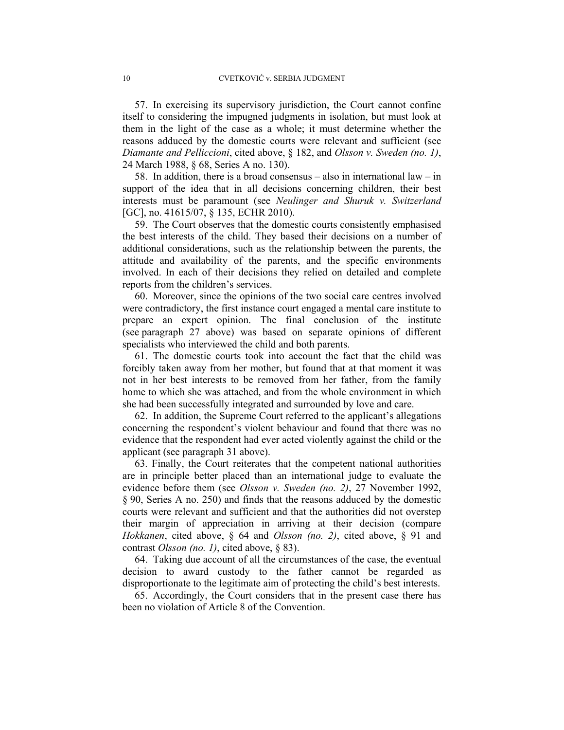57. In exercising its supervisory jurisdiction, the Court cannot confine itself to considering the impugned judgments in isolation, but must look at them in the light of the case as a whole; it must determine whether the reasons adduced by the domestic courts were relevant and sufficient (see *Diamante and Pelliccioni*, cited above, § 182, and *Olsson v. Sweden (no. 1)*, 24 March 1988, § 68, Series A no. 130).

58. In addition, there is a broad consensus – also in international law – in support of the idea that in all decisions concerning children, their best interests must be paramount (see *Neulinger and Shuruk v. Switzerland* [GC], no. 41615/07, § 135, ECHR 2010).

59. The Court observes that the domestic courts consistently emphasised the best interests of the child. They based their decisions on a number of additional considerations, such as the relationship between the parents, the attitude and availability of the parents, and the specific environments involved. In each of their decisions they relied on detailed and complete reports from the children's services.

60. Moreover, since the opinions of the two social care centres involved were contradictory, the first instance court engaged a mental care institute to prepare an expert opinion. The final conclusion of the institute (see paragraph 27 above) was based on separate opinions of different specialists who interviewed the child and both parents.

61. The domestic courts took into account the fact that the child was forcibly taken away from her mother, but found that at that moment it was not in her best interests to be removed from her father, from the family home to which she was attached, and from the whole environment in which she had been successfully integrated and surrounded by love and care.

62. In addition, the Supreme Court referred to the applicant's allegations concerning the respondent's violent behaviour and found that there was no evidence that the respondent had ever acted violently against the child or the applicant (see paragraph 31 above).

63. Finally, the Court reiterates that the competent national authorities are in principle better placed than an international judge to evaluate the evidence before them (see *Olsson v. Sweden (no. 2)*, 27 November 1992, § 90, Series A no. 250) and finds that the reasons adduced by the domestic courts were relevant and sufficient and that the authorities did not overstep their margin of appreciation in arriving at their decision (compare *Hokkanen*, cited above, § 64 and *Olsson (no. 2)*, cited above, § 91 and contrast *Olsson (no. 1)*, cited above, § 83).

64. Taking due account of all the circumstances of the case, the eventual decision to award custody to the father cannot be regarded as disproportionate to the legitimate aim of protecting the child's best interests.

65. Accordingly, the Court considers that in the present case there has been no violation of Article 8 of the Convention.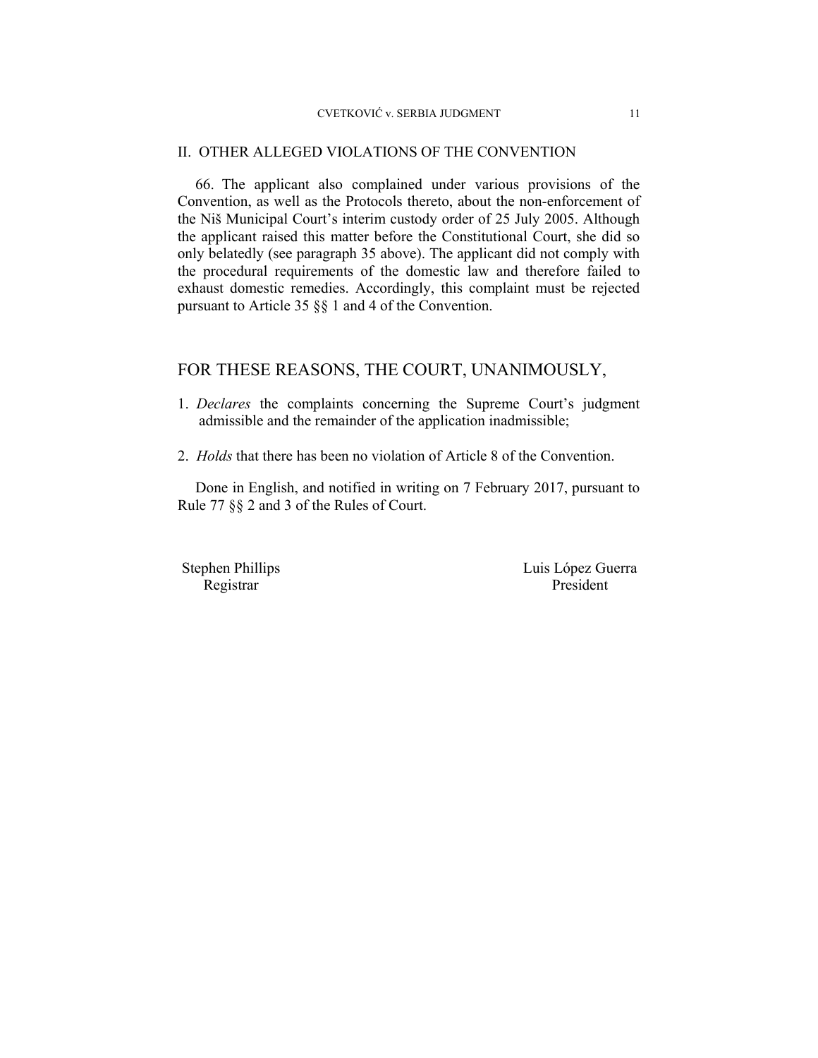## II. OTHER ALLEGED VIOLATIONS OF THE CONVENTION

66. The applicant also complained under various provisions of the Convention, as well as the Protocols thereto, about the non-enforcement of the Niš Municipal Court's interim custody order of 25 July 2005. Although the applicant raised this matter before the Constitutional Court, she did so only belatedly (see paragraph 35 above). The applicant did not comply with the procedural requirements of the domestic law and therefore failed to exhaust domestic remedies. Accordingly, this complaint must be rejected pursuant to Article 35 §§ 1 and 4 of the Convention.

# FOR THESE REASONS, THE COURT, UNANIMOUSLY,

1. *Declares* the complaints concerning the Supreme Court's judgment admissible and the remainder of the application inadmissible;

2. *Holds* that there has been no violation of Article 8 of the Convention.

Done in English, and notified in writing on 7 February 2017, pursuant to Rule 77 §§ 2 and 3 of the Rules of Court.

Stephen Phillips
Registrar

Luis López Guerra
President